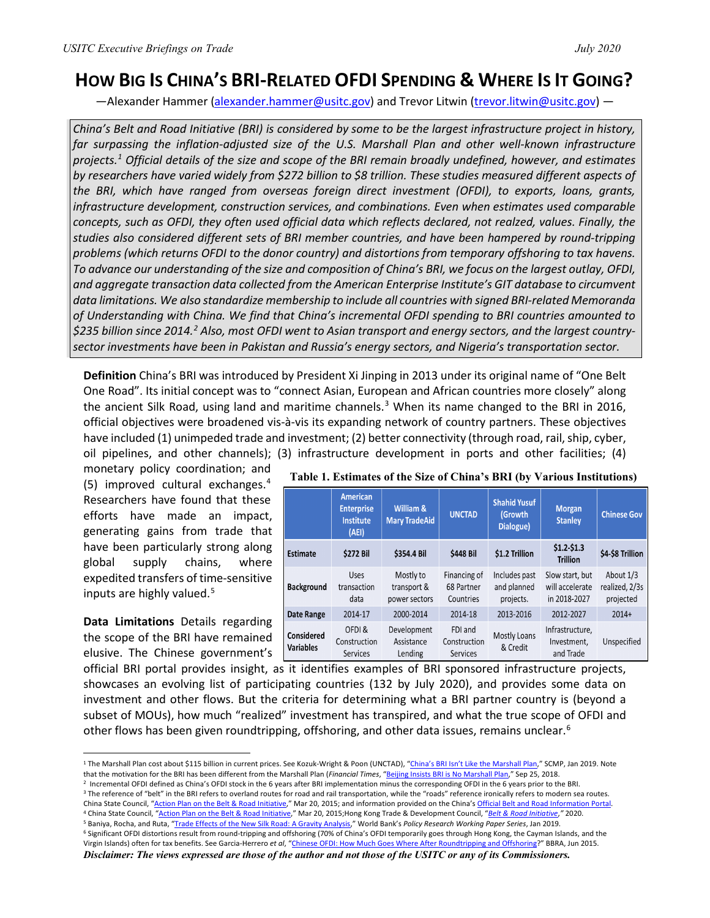# HOW BIG IS CHINA'S BRI-RELATED OFDI SPENDING & WHERE IS IT GOING?

—Alexander Hammer (alexander.hammer@usitc.gov) and Trevor Litwin (trevor.litwin@usitc.gov) —

*China's Belt and Road Initiative (BRI) is considered by some to be the largest infrastructure project in history, far surpassing the inflation-adjusted size of the U.S. Marshall Plan and other well-known infrastructure projects.[1] Official details of the size and scope of the BRI remain broadly undefined, however, and estimates by researchers have varied widely from $272 billion to $8 trillion. These studies measured different aspects of the BRI, which have ranged from overseas foreign direct investment (OFDI), to exports, loans, grants, infrastructure development, construction services, and combinations. Even when estimates used comparable concepts, such as OFDI, they often used official data which reflects declared, not realzed, values. Finally, the studies also considered different sets of BRI member countries, and have been hampered by round-tripping problems (which returns OFDI to the donor country) and distortions from temporary offshoring to tax havens. To advance our understanding of the size and composition of China's BRI, we focus on the largest outlay, OFDI, and aggregate transaction data collected from the American Enterprise Institute's GIT database to circumvent data limitations. We also standardize membership to include all countries with signed BRI-related Memoranda of Understanding with China. We find that China's incremental OFDI spending to BRI countries amounted to $235 billion since 2014.[2] Also, most OFDI went to Asian transport and energy sectors, and the largest country-sector investments have been in Pakistan and Russia's energy sectors, and Nigeria's transportation sector.*

**Definition** China's BRI was introduced by President Xi Jinping in 2013 under its original name of "One Belt One Road". Its initial concept was to "connect Asian, European and African countries more closely" along the ancient Silk Road, using land and maritime channels.[3] When its name changed to the BRI in 2016, official objectives were broadened vis-à-vis its expanding network of country partners. These objectives have included (1) unimpeded trade and investment; (2) better connectivity (through road, rail, ship, cyber, oil pipelines, and other channels); (3) infrastructure development in ports and other facilities; (4) monetary policy coordination; and (5) improved cultural exchanges.[4] Researchers have found that these efforts have made an impact, generating gains from trade that have been particularly strong along global supply chains, where expedited transfers of time-sensitive inputs are highly valued.[5]

**Table 1. Estimates of the Size of China's BRI (by Various Institutions)**

| | American Enterprise Institute (AEI) | William & Mary TradeAid | UNCTAD | Shahid Yusuf (Growth Dialogue) | Morgan Stanley | Chinese Gov |
|---|---|---|---|---|---|---|
| **Estimate** | $272 Bil | $354.4 Bil | $448 Bil | $1.2 Trillion | $1.2-$1.3 Trillion | $4-$8 Trillion |
| **Background** | Uses transaction data | Mostly to transport & power sectors | Financing of 68 Partner Countries | Includes past and planned projects. | Slow start, but will accelerate in 2018-2027 | About 1/3 realized, 2/3s projected |
| **Date Range** | 2014-17 | 2000-2014 | 2014-18 | 2013-2016 | 2012-2027 | 2014+ |
| **Considered Variables** | OFDI & Construction Services | Development Assistance Lending | FDI and Construction Services | Mostly Loans & Credit | Infrastructure, Investment, and Trade | Unspecified |

**Data Limitations** Details regarding the scope of the BRI have remained elusive. The Chinese government's official BRI portal provides insight, as it identifies examples of BRI sponsored infrastructure projects, showcases an evolving list of participating countries (132 by July 2020), and provides some data on investment and other flows. But the criteria for determining what a BRI partner country is (beyond a subset of MOUs), how much "realized" investment has transpired, and what the true scope of OFDI and other flows has been given roundtripping, offshoring, and other data issues, remains unclear.[6]

---

[1] The Marshall Plan cost about $115 billion in current prices. See Kozuk-Wright & Poon (UNCTAD), "China's BRI Isn't Like the Marshall Plan," SCMP, Jan 2019. Note that the motivation for the BRI has been different from the Marshall Plan (*Financial Times*, "Beijing Insists BRI is No Marshall Plan," Sep 25, 2018.

[2] Incremental OFDI defined as China's OFDI stock in the 6 years after BRI implementation minus the corresponding OFDI in the 6 years prior to the BRI.

[3] The reference of "belt" in the BRI refers to overland routes for road and rail transportation, while the "roads" reference ironically refers to modern sea routes. China State Council, "Action Plan on the Belt & Road Initiative," Mar 20, 2015; and information provided on the China's Official Belt and Road Information Portal.

[4] China State Council, "Action Plan on the Belt & Road Initiative," Mar 20, 2015;Hong Kong Trade & Development Council, "*Belt & Road Initiative*," 2020.

[5] Baniya, Rocha, and Ruta, "Trade Effects of the New Silk Road: A Gravity Analysis," World Bank's *Policy Research Working Paper Series*, Jan 2019.

[6] Significant OFDI distortions result from round-tripping and offshoring (70% of China's OFDI temporarily goes through Hong Kong, the Cayman Islands, and the Virgin Islands) often for tax benefits. See Garcia-Herrero *et al*, "Chinese OFDI: How Much Goes Where After Roundtripping and Offshoring?" BBRA, Jun 2015.

***Disclaimer: The views expressed are those of the author and not those of the USITC or any of its Commissioners.***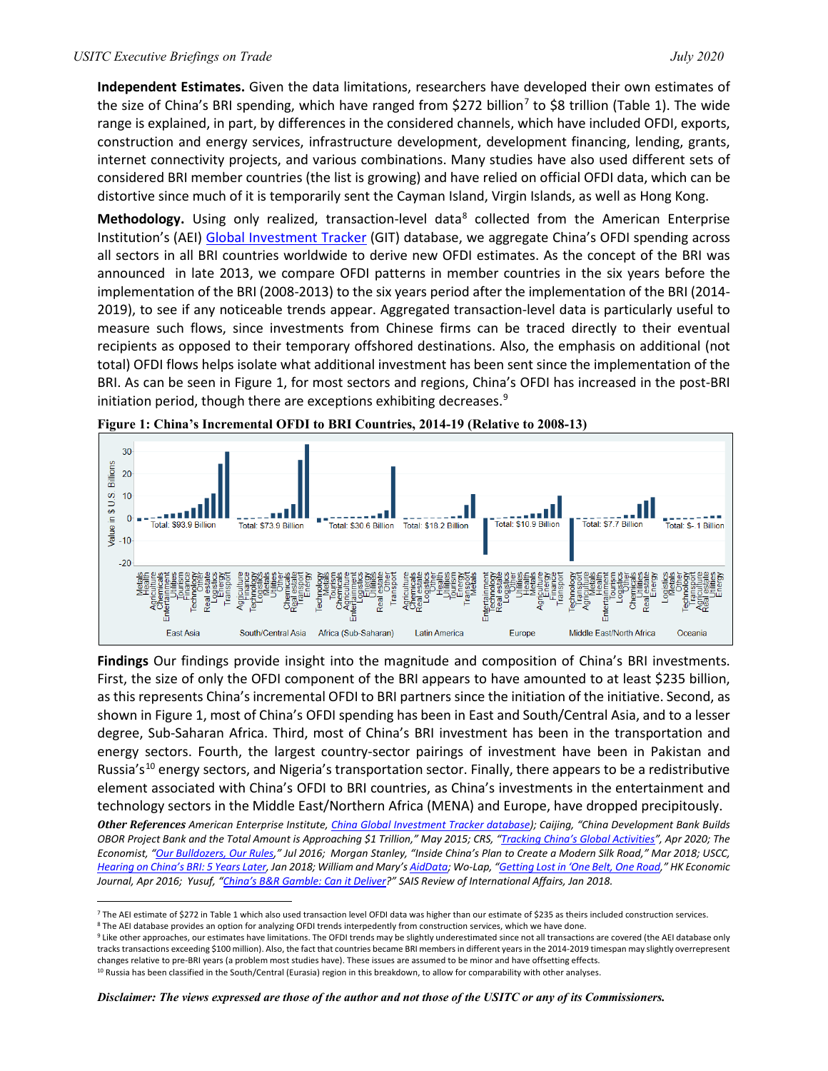**Independent Estimates.** Given the data limitations, researchers have developed their own estimates of the size of China's BRI spending, which have ranged from $272 billion[7] to $8 trillion (Table 1). The wide range is explained, in part, by differences in the considered channels, which have included OFDI, exports, construction and energy services, infrastructure development, development financing, lending, grants, internet connectivity projects, and various combinations. Many studies have also used different sets of considered BRI member countries (the list is growing) and have relied on official OFDI data, which can be distortive since much of it is temporarily sent the Cayman Island, Virgin Islands, as well as Hong Kong.

**Methodology.** Using only realized, transaction-level data[8] collected from the American Enterprise Institution's (AEI) Global Investment Tracker (GIT) database, we aggregate China's OFDI spending across all sectors in all BRI countries worldwide to derive new OFDI estimates. As the concept of the BRI was announced in late 2013, we compare OFDI patterns in member countries in the six years before the implementation of the BRI (2008-2013) to the six years period after the implementation of the BRI (2014-2019), to see if any noticeable trends appear. Aggregated transaction-level data is particularly useful to measure such flows, since investments from Chinese firms can be traced directly to their eventual recipients as opposed to their temporary offshored destinations. Also, the emphasis on additional (not total) OFDI flows helps isolate what additional investment has been sent since the implementation of the BRI. As can be seen in Figure 1, for most sectors and regions, China's OFDI has increased in the post-BRI initiation period, though there are exceptions exhibiting decreases.[9]

**Figure 1: China's Incremental OFDI to BRI Countries, 2014-19 (Relative to 2008-13)**

Value in $ U.S. Billions

30
20
10
0
-10
-20

Total: $93.9 Billion
Total: $73.9 Billion
Total: $30.6 Billion
Total: $18.2 Billion
Total: $10.9 Billion
Total: $7.7 Billion
Total: $- 1 Billion

East Asia: Metals, Health, Agriculture, Chemicals, Entertainment, Utilities, Tourism, Finance, Technology, Other, Real estate, Logistics, Energy, Transport

South/Central Asia: Agriculture, Finance, Technology, Logistics, Metals, Utilities, Other, Chemicals, Real estate, Transport, Energy

Africa (Sub-Saharan): Technology, Metals, Tourism, Chemicals, Agriculture, Entertainment, Logistics, Energy, Utilities, Real estate, Other, Transport

Latin America: Agriculture, Chemicals, Real estate, Logistics, Other, Health, Utilities, Tourism, Finance, Energy, Transport, Metals

Europe: Entertainment, Technology, Real estate, Logistics, Other, Utilities, Health, Metals, Agriculture, Energy, Finance, Transport

Middle East/North Africa: Technology, Transport, Agriculture, Metals, Health, Entertainment, Tourism, Logistics, Other, Chemicals, Utilities, Real estate, Energy

Oceania: Logistics, Metals, Other, Technology, Transport, Agriculture, Real estate, Utilities, Energy

**Findings** Our findings provide insight into the magnitude and composition of China's BRI investments. First, the size of only the OFDI component of the BRI appears to have amounted to at least $235 billion, as this represents China's incremental OFDI to BRI partners since the initiation of the initiative. Second, as shown in Figure 1, most of China's OFDI spending has been in East and South/Central Asia, and to a lesser degree, Sub-Saharan Africa. Third, most of China's BRI investment has been in the transportation and energy sectors. Fourth, the largest country-sector pairings of investment have been in Pakistan and Russia's[10] energy sectors, and Nigeria's transportation sector. Finally, there appears to be a redistributive element associated with China's OFDI to BRI countries, as China's investments in the entertainment and technology sectors in the Middle East/Northern Africa (MENA) and Europe, have dropped precipitously.

***Other References*** *American Enterprise Institute, China Global Investment Tracker database); Caijing, "China Development Bank Builds OBOR Project Bank and the Total Amount is Approaching $1 Trillion," May 2015; CRS, "Tracking China's Global Activities", Apr 2020; The Economist, "Our Bulldozers, Our Rules," Jul 2016; Morgan Stanley, "Inside China's Plan to Create a Modern Silk Road," Mar 2018; USCC, Hearing on China's BRI: 5 Years Later, Jan 2018; William and Mary's AidData; Wo-Lap, "Getting Lost in 'One Belt, One Road," HK Economic Journal, Apr 2016; Yusuf, "China's B&R Gamble: Can it Deliver?" SAIS Review of International Affairs, Jan 2018.*

---

[7] The AEI estimate of $272 in Table 1 which also used transaction level OFDI data was higher than our estimate of $235 as theirs included construction services.

[8] The AEI database provides an option for analyzing OFDI trends interpedently from construction services, which we have done.

[9] Like other approaches, our estimates have limitations. The OFDI trends may be slightly underestimated since not all transactions are covered (the AEI database only tracks transactions exceeding $100 million). Also, the fact that countries became BRI members in different years in the 2014-2019 timespan may slightly overrepresent changes relative to pre-BRI years (a problem most studies have). These issues are assumed to be minor and have offsetting effects.

[10] Russia has been classified in the South/Central (Eurasia) region in this breakdown, to allow for comparability with other analyses.

***Disclaimer: The views expressed are those of the author and not those of the USITC or any of its Commissioners.***